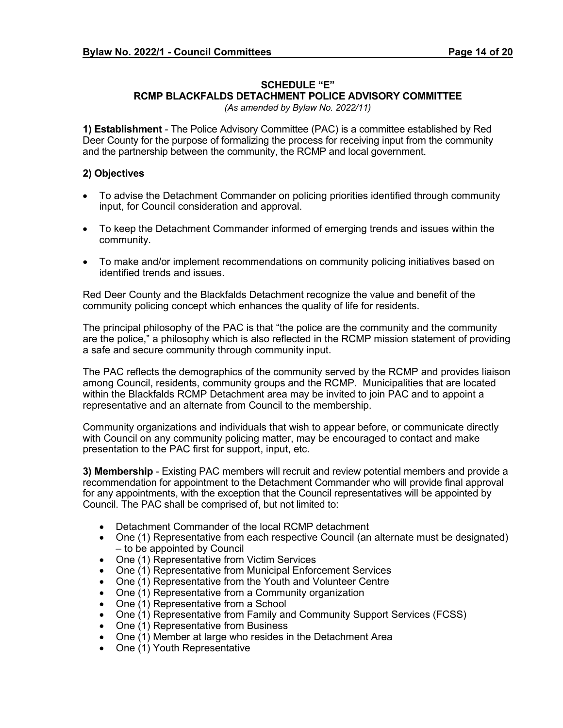## SCHEDULE "E"
## RCMP BLACKFALDS DETACHMENT POLICE ADVISORY COMMITTEE

*(As amended by Bylaw No. 2022/11)*

**1) Establishment** - The Police Advisory Committee (PAC) is a committee established by Red Deer County for the purpose of formalizing the process for receiving input from the community and the partnership between the community, the RCMP and local government.

**2) Objectives**

- To advise the Detachment Commander on policing priorities identified through community input, for Council consideration and approval.
- To keep the Detachment Commander informed of emerging trends and issues within the community.
- To make and/or implement recommendations on community policing initiatives based on identified trends and issues.

Red Deer County and the Blackfalds Detachment recognize the value and benefit of the community policing concept which enhances the quality of life for residents.

The principal philosophy of the PAC is that "the police are the community and the community are the police," a philosophy which is also reflected in the RCMP mission statement of providing a safe and secure community through community input.

The PAC reflects the demographics of the community served by the RCMP and provides liaison among Council, residents, community groups and the RCMP. Municipalities that are located within the Blackfalds RCMP Detachment area may be invited to join PAC and to appoint a representative and an alternate from Council to the membership.

Community organizations and individuals that wish to appear before, or communicate directly with Council on any community policing matter, may be encouraged to contact and make presentation to the PAC first for support, input, etc.

**3) Membership** - Existing PAC members will recruit and review potential members and provide a recommendation for appointment to the Detachment Commander who will provide final approval for any appointments, with the exception that the Council representatives will be appointed by Council. The PAC shall be comprised of, but not limited to:

- Detachment Commander of the local RCMP detachment
- One (1) Representative from each respective Council (an alternate must be designated) – to be appointed by Council
- One (1) Representative from Victim Services
- One (1) Representative from Municipal Enforcement Services
- One (1) Representative from the Youth and Volunteer Centre
- One (1) Representative from a Community organization
- One (1) Representative from a School
- One (1) Representative from Family and Community Support Services (FCSS)
- One (1) Representative from Business
- One (1) Member at large who resides in the Detachment Area
- One (1) Youth Representative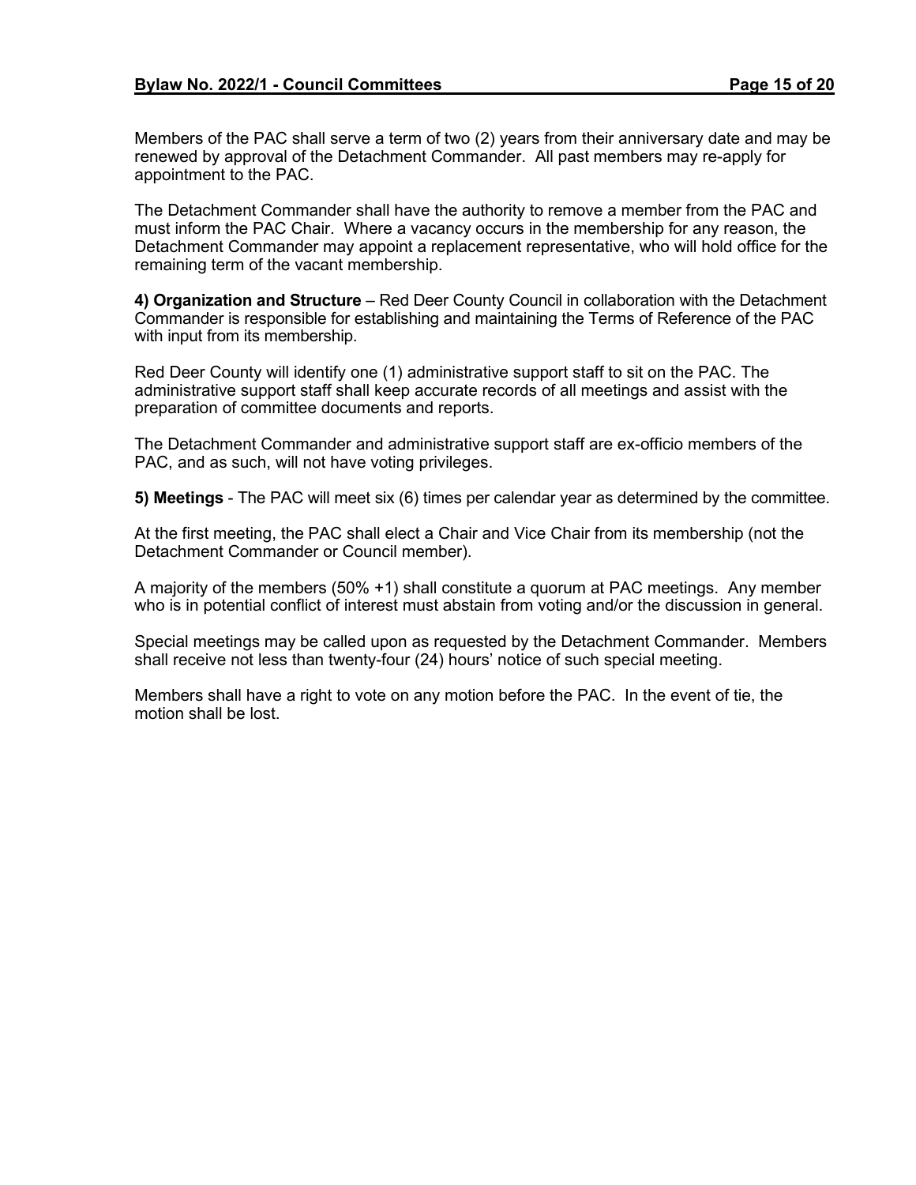Members of the PAC shall serve a term of two (2) years from their anniversary date and may be renewed by approval of the Detachment Commander. All past members may re-apply for appointment to the PAC.

The Detachment Commander shall have the authority to remove a member from the PAC and must inform the PAC Chair. Where a vacancy occurs in the membership for any reason, the Detachment Commander may appoint a replacement representative, who will hold office for the remaining term of the vacant membership.

**4) Organization and Structure** – Red Deer County Council in collaboration with the Detachment Commander is responsible for establishing and maintaining the Terms of Reference of the PAC with input from its membership.

Red Deer County will identify one (1) administrative support staff to sit on the PAC. The administrative support staff shall keep accurate records of all meetings and assist with the preparation of committee documents and reports.

The Detachment Commander and administrative support staff are ex-officio members of the PAC, and as such, will not have voting privileges.

**5) Meetings** - The PAC will meet six (6) times per calendar year as determined by the committee.

At the first meeting, the PAC shall elect a Chair and Vice Chair from its membership (not the Detachment Commander or Council member).

A majority of the members (50% +1) shall constitute a quorum at PAC meetings. Any member who is in potential conflict of interest must abstain from voting and/or the discussion in general.

Special meetings may be called upon as requested by the Detachment Commander. Members shall receive not less than twenty-four (24) hours' notice of such special meeting.

Members shall have a right to vote on any motion before the PAC. In the event of tie, the motion shall be lost.